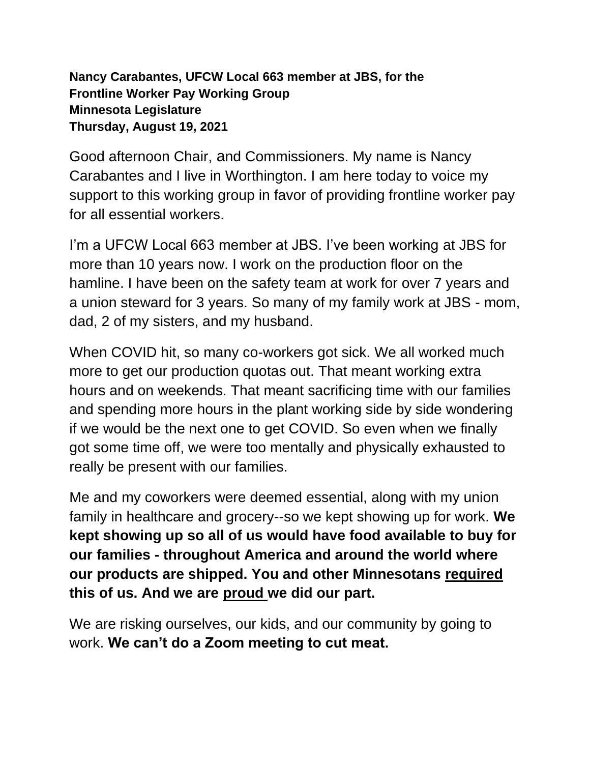**Nancy Carabantes, UFCW Local 663 member at JBS, for the Frontline Worker Pay Working Group**
**Minnesota Legislature**
**Thursday, August 19, 2021**

Good afternoon Chair, and Commissioners. My name is Nancy Carabantes and I live in Worthington. I am here today to voice my support to this working group in favor of providing frontline worker pay for all essential workers.

I'm a UFCW Local 663 member at JBS. I've been working at JBS for more than 10 years now. I work on the production floor on the hamline. I have been on the safety team at work for over 7 years and a union steward for 3 years. So many of my family work at JBS - mom, dad, 2 of my sisters, and my husband.

When COVID hit, so many co-workers got sick. We all worked much more to get our production quotas out. That meant working extra hours and on weekends. That meant sacrificing time with our families and spending more hours in the plant working side by side wondering if we would be the next one to get COVID. So even when we finally got some time off, we were too mentally and physically exhausted to really be present with our families.

Me and my coworkers were deemed essential, along with my union family in healthcare and grocery--so we kept showing up for work. **We kept showing up so all of us would have food available to buy for our families - throughout America and around the world where our products are shipped. You and other Minnesotans <u>required</u> this of us. And we are <u>proud</u> we did our part.**

We are risking ourselves, our kids, and our community by going to work. **We can't do a Zoom meeting to cut meat.**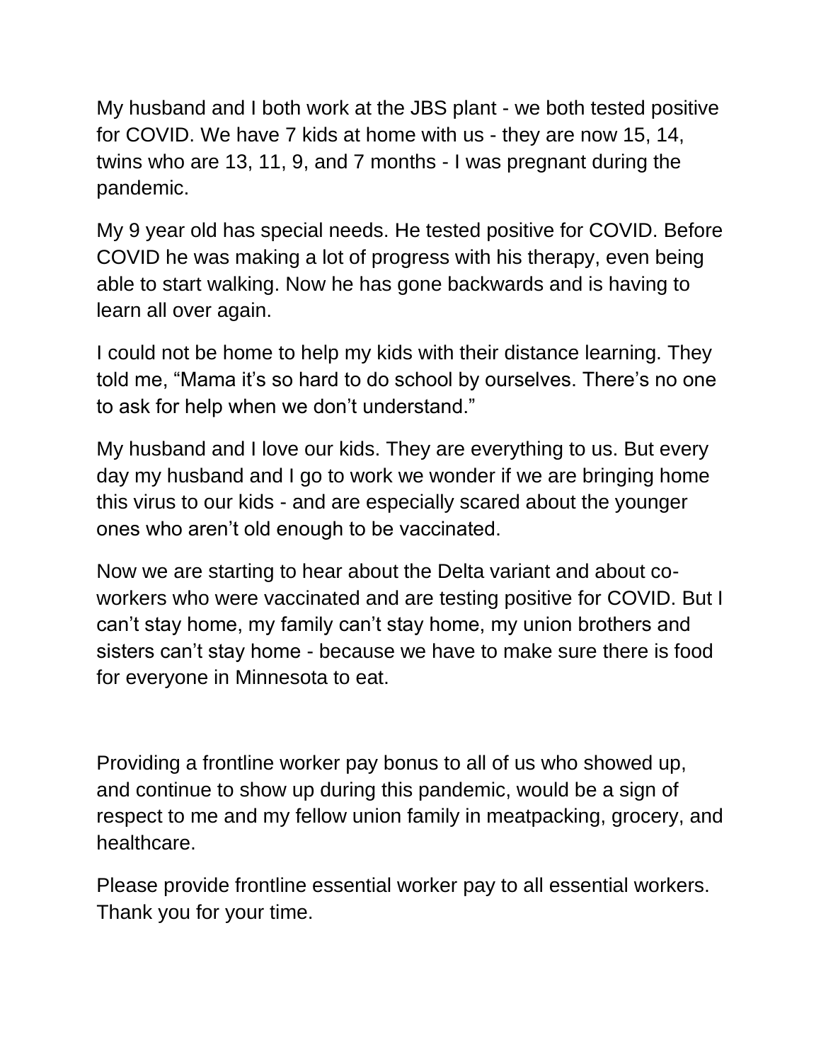My husband and I both work at the JBS plant - we both tested positive for COVID. We have 7 kids at home with us - they are now 15, 14, twins who are 13, 11, 9, and 7 months - I was pregnant during the pandemic.

My 9 year old has special needs. He tested positive for COVID. Before COVID he was making a lot of progress with his therapy, even being able to start walking. Now he has gone backwards and is having to learn all over again.

I could not be home to help my kids with their distance learning. They told me, "Mama it's so hard to do school by ourselves. There's no one to ask for help when we don't understand."

My husband and I love our kids. They are everything to us. But every day my husband and I go to work we wonder if we are bringing home this virus to our kids - and are especially scared about the younger ones who aren't old enough to be vaccinated.

Now we are starting to hear about the Delta variant and about co-workers who were vaccinated and are testing positive for COVID. But I can't stay home, my family can't stay home, my union brothers and sisters can't stay home - because we have to make sure there is food for everyone in Minnesota to eat.

Providing a frontline worker pay bonus to all of us who showed up, and continue to show up during this pandemic, would be a sign of respect to me and my fellow union family in meatpacking, grocery, and healthcare.

Please provide frontline essential worker pay to all essential workers. Thank you for your time.